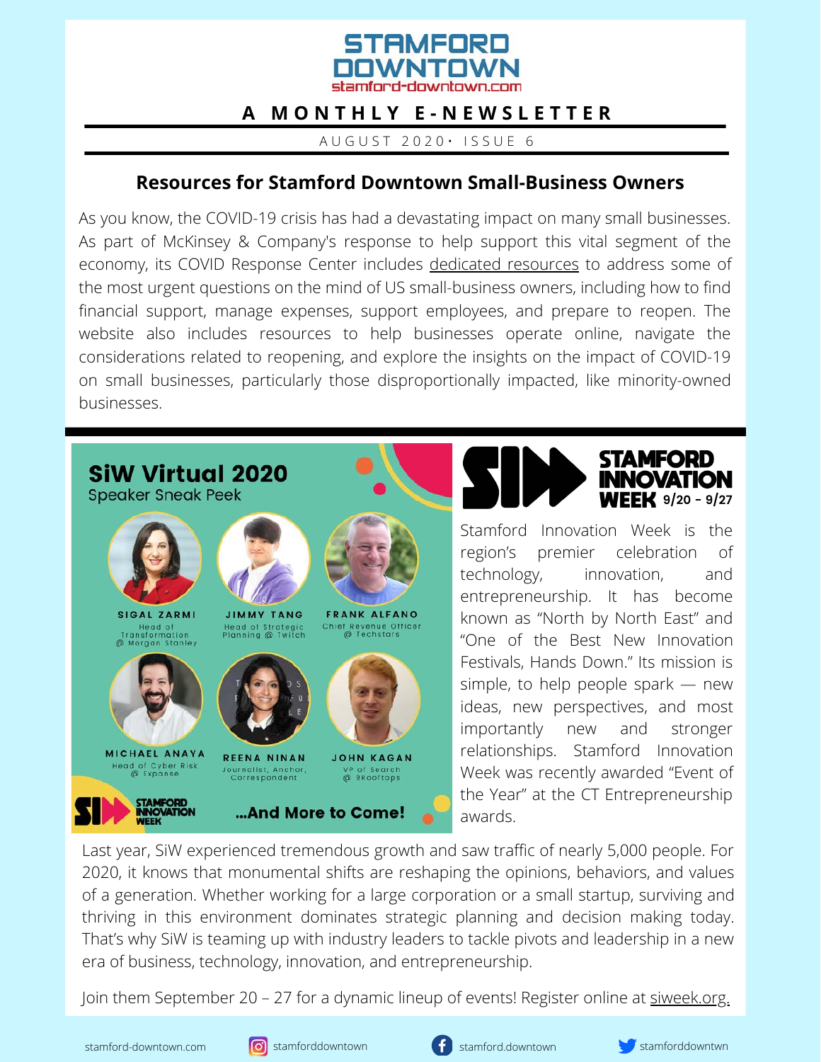# STAMFORD DOWNTOWN

stamford-downtown.com

**A MONTHLY E-NEWSLETTER**

AUGUST 2020 · ISSUE 6

## Resources for Stamford Downtown Small-Business Owners

As you know, the COVID-19 crisis has had a devastating impact on many small businesses. As part of McKinsey & Company's response to help support this vital segment of the economy, its COVID Response Center includes dedicated resources to address some of the most urgent questions on the mind of US small-business owners, including how to find financial support, manage expenses, support employees, and prepare to reopen. The website also includes resources to help businesses operate online, navigate the considerations related to reopening, and explore the insights on the impact of COVID-19 on small businesses, particularly those disproportionally impacted, like minority-owned businesses.

---

**SiW Virtual 2020**
Speaker Sneak Peek

- **SIGAL ZARMI** — Head of Transformation @ Morgan Stanley
- **JIMMY TANG** — Head of Strategic Planning @ Twitch
- **FRANK ALFANO** — Chief Revenue Officer @ Techstars
- **MICHAEL ANAYA** — Head of Cyber Risk @ Expanse
- **REENA NINAN** — Journalist, Anchor, Correspondent
- **JOHN KAGAN** — VP of Search @ 9Kooftops

...And More to Come!

## STAMFORD INNOVATION WEEK 9/20 - 9/27

Stamford Innovation Week is the region's premier celebration of technology, innovation, and entrepreneurship. It has become known as "North by North East" and "One of the Best New Innovation Festivals, Hands Down." Its mission is simple, to help people spark — new ideas, new perspectives, and most importantly new and stronger relationships. Stamford Innovation Week was recently awarded "Event of the Year" at the CT Entrepreneurship awards.

Last year, SiW experienced tremendous growth and saw traffic of nearly 5,000 people. For 2020, it knows that monumental shifts are reshaping the opinions, behaviors, and values of a generation. Whether working for a large corporation or a small startup, surviving and thriving in this environment dominates strategic planning and decision making today. That's why SiW is teaming up with industry leaders to tackle pivots and leadership in a new era of business, technology, innovation, and entrepreneurship.

Join them September 20 – 27 for a dynamic lineup of events! Register online at siweek.org.

stamford-downtown.com | Instagram: stamforddowntown | Facebook: stamford.downtown | Twitter: stamforddowntwn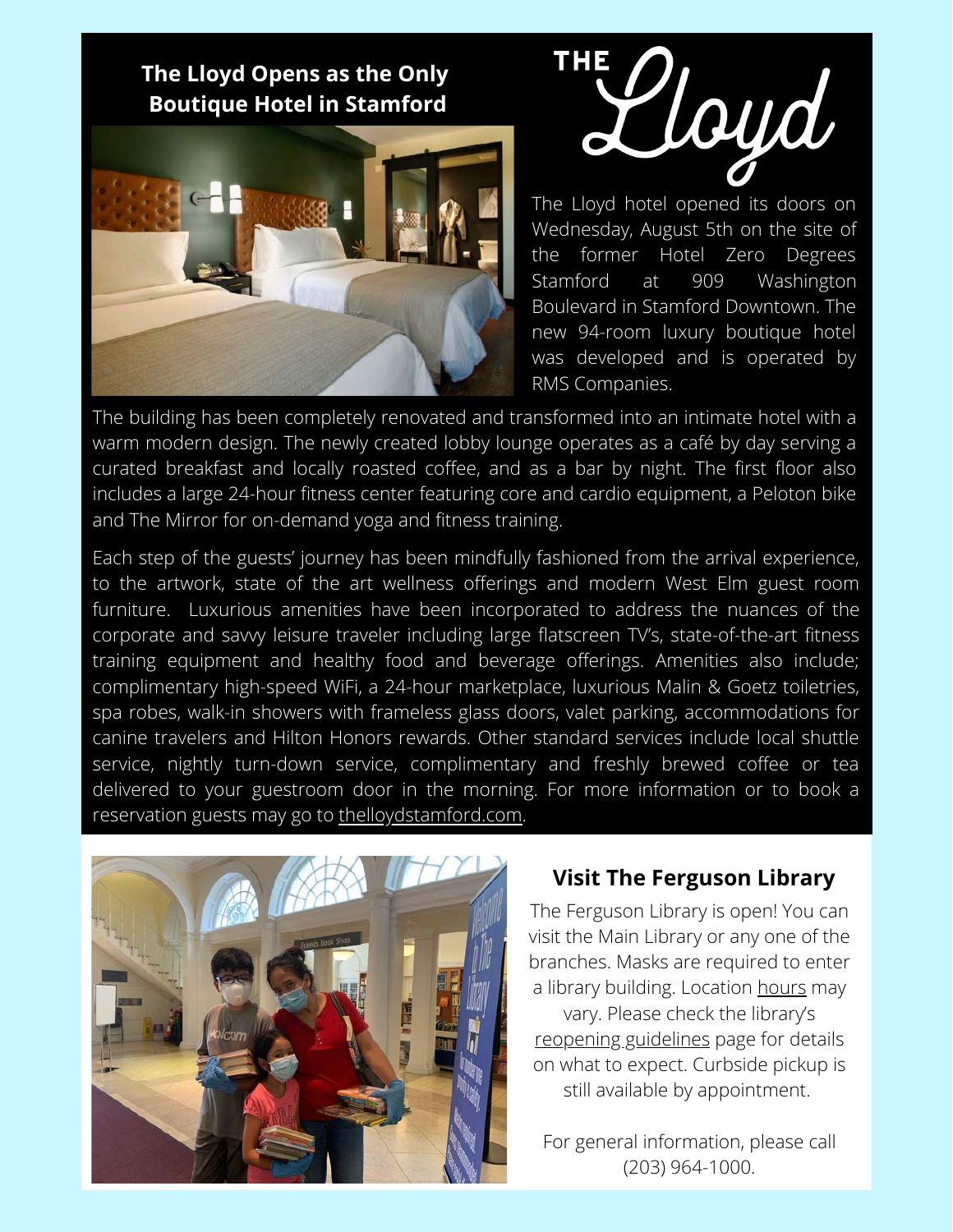## The Lloyd Opens as the Only Boutique Hotel in Stamford

THE Lloyd

The Lloyd hotel opened its doors on Wednesday, August 5th on the site of the former Hotel Zero Degrees Stamford at 909 Washington Boulevard in Stamford Downtown. The new 94-room luxury boutique hotel was developed and is operated by RMS Companies.

The building has been completely renovated and transformed into an intimate hotel with a warm modern design. The newly created lobby lounge operates as a café by day serving a curated breakfast and locally roasted coffee, and as a bar by night. The first floor also includes a large 24-hour fitness center featuring core and cardio equipment, a Peloton bike and The Mirror for on-demand yoga and fitness training.

Each step of the guests' journey has been mindfully fashioned from the arrival experience, to the artwork, state of the art wellness offerings and modern West Elm guest room furniture. Luxurious amenities have been incorporated to address the nuances of the corporate and savvy leisure traveler including large flatscreen TV's, state-of-the-art fitness training equipment and healthy food and beverage offerings. Amenities also include; complimentary high-speed WiFi, a 24-hour marketplace, luxurious Malin & Goetz toiletries, spa robes, walk-in showers with frameless glass doors, valet parking, accommodations for canine travelers and Hilton Honors rewards. Other standard services include local shuttle service, nightly turn-down service, complimentary and freshly brewed coffee or tea delivered to your guestroom door in the morning. For more information or to book a reservation guests may go to thelloydstamford.com.

## Visit The Ferguson Library

The Ferguson Library is open! You can visit the Main Library or any one of the branches. Masks are required to enter a library building. Location hours may vary. Please check the library's reopening guidelines page for details on what to expect. Curbside pickup is still available by appointment.

For general information, please call (203) 964-1000.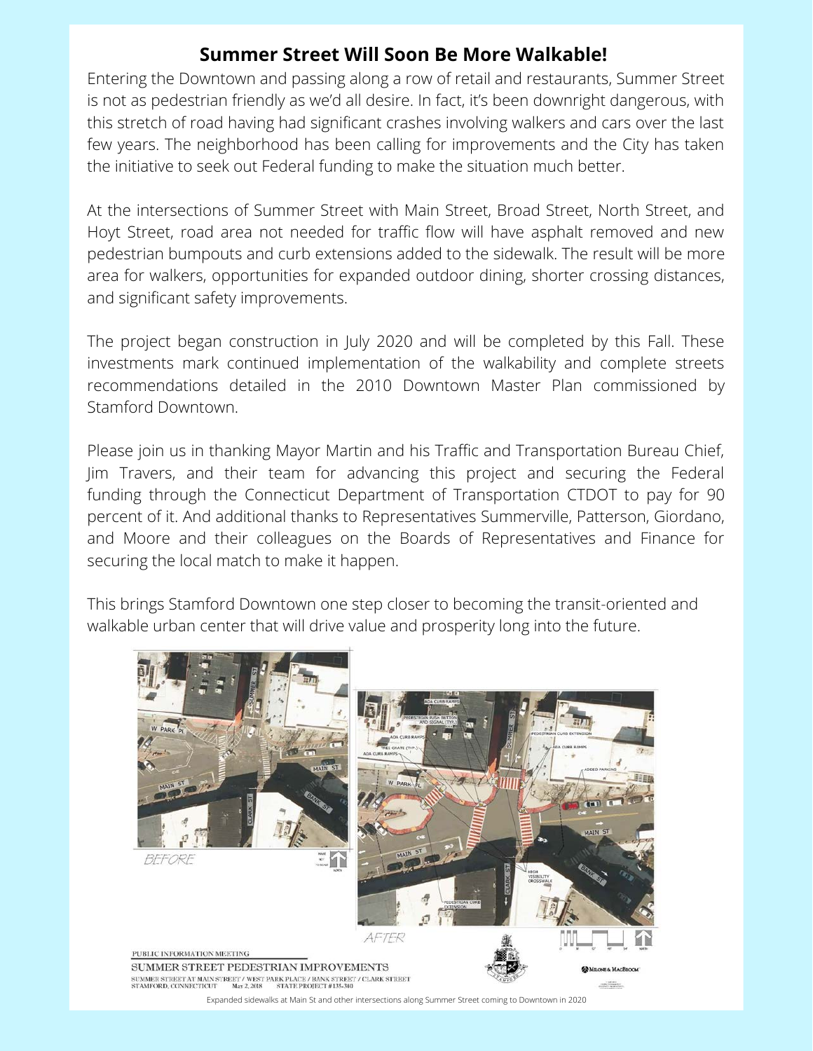# Summer Street Will Soon Be More Walkable!

Entering the Downtown and passing along a row of retail and restaurants, Summer Street is not as pedestrian friendly as we'd all desire. In fact, it's been downright dangerous, with this stretch of road having had significant crashes involving walkers and cars over the last few years. The neighborhood has been calling for improvements and the City has taken the initiative to seek out Federal funding to make the situation much better.

At the intersections of Summer Street with Main Street, Broad Street, North Street, and Hoyt Street, road area not needed for traffic flow will have asphalt removed and new pedestrian bumpouts and curb extensions added to the sidewalk. The result will be more area for walkers, opportunities for expanded outdoor dining, shorter crossing distances, and significant safety improvements.

The project began construction in July 2020 and will be completed by this Fall. These investments mark continued implementation of the walkability and complete streets recommendations detailed in the 2010 Downtown Master Plan commissioned by Stamford Downtown.

Please join us in thanking Mayor Martin and his Traffic and Transportation Bureau Chief, Jim Travers, and their team for advancing this project and securing the Federal funding through the Connecticut Department of Transportation CTDOT to pay for 90 percent of it. And additional thanks to Representatives Summerville, Patterson, Giordano, and Moore and their colleagues on the Boards of Representatives and Finance for securing the local match to make it happen.

This brings Stamford Downtown one step closer to becoming the transit-oriented and walkable urban center that will drive value and prosperity long into the future.

Expanded sidewalks at Main St and other intersections along Summer Street coming to Downtown in 2020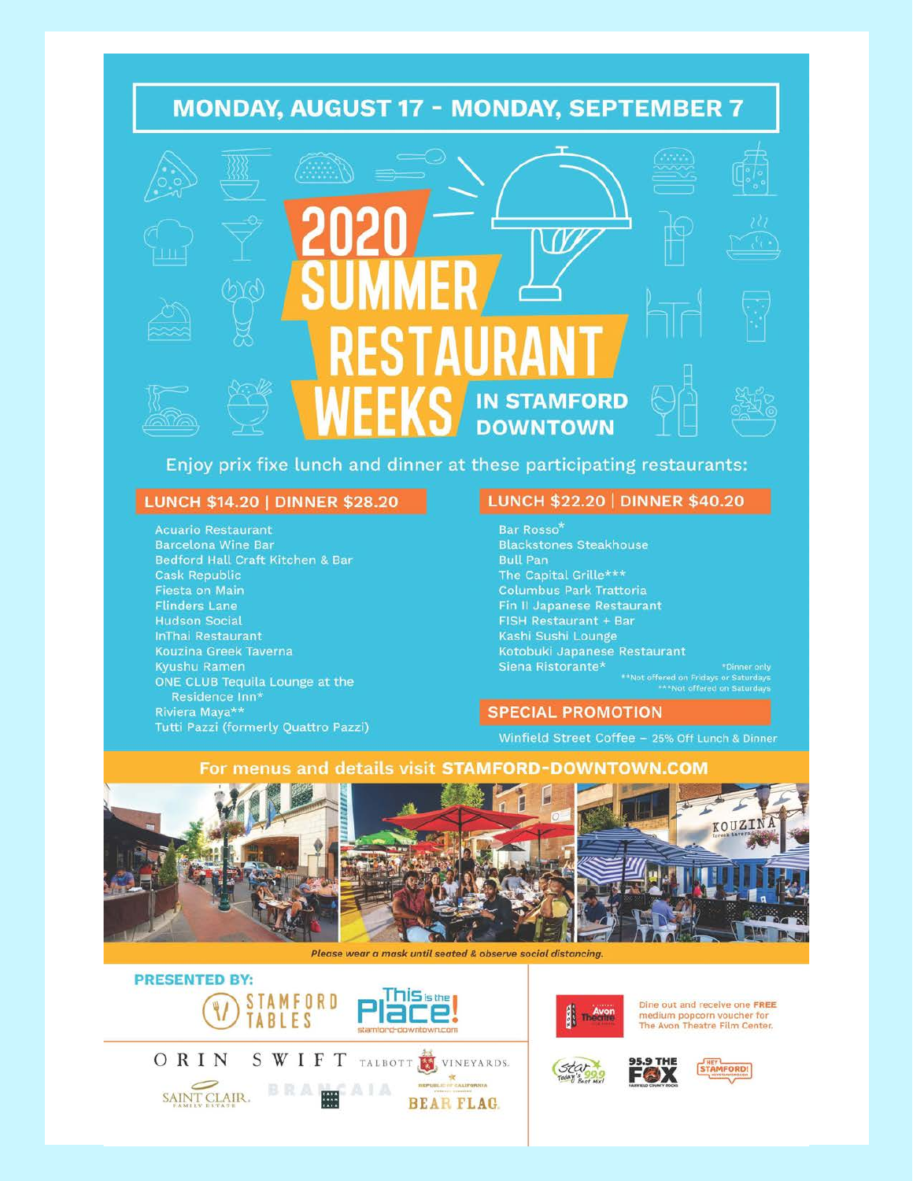# MONDAY, AUGUST 17 - MONDAY, SEPTEMBER 7

# 2020 SUMMER RESTAURANT WEEKS IN STAMFORD DOWNTOWN

Enjoy prix fixe lunch and dinner at these participating restaurants:

## LUNCH $14.20 | DINNER $28.20

- Acuario Restaurant
- Barcelona Wine Bar
- Bedford Hall Craft Kitchen & Bar
- Cask Republic
- Fiesta on Main
- Flinders Lane
- Hudson Social
- InThai Restaurant
- Kouzina Greek Taverna
- Kyushu Ramen
- ONE CLUB Tequila Lounge at the Residence Inn*
- Riviera Maya**
- Tutti Pazzi (formerly Quattro Pazzi)

## LUNCH $22.20 | DINNER $40.20

- Bar Rosso*
- Blackstones Steakhouse
- Bull Pan
- The Capital Grille***
- Columbus Park Trattoria
- Fin II Japanese Restaurant
- FISH Restaurant + Bar
- Kashi Sushi Lounge
- Kotobuki Japanese Restaurant
- Siena Ristorante*

*Dinner only
**Not offered on Fridays or Saturdays
***Not offered on Saturdays

## SPECIAL PROMOTION

Winfield Street Coffee – 25% Off Lunch & Dinner

**For menus and details visit STAMFORD-DOWNTOWN.COM**

*Please wear a mask until seated & observe social distancing.*

**PRESENTED BY:**

STAMFORD TABLES

This is the Place! stamford-downtown.com

ORIN SWIFT TALBOTT VINEYARDS SAINT CLAIR FAMILY ESTATE BRANCAIA BEAR FLAG

Avon Theatre

Dine out and receive one **FREE** medium popcorn voucher for The Avon Theatre Film Center.

Star 99.9 95.9 THE FOX HEY STAMFORD!